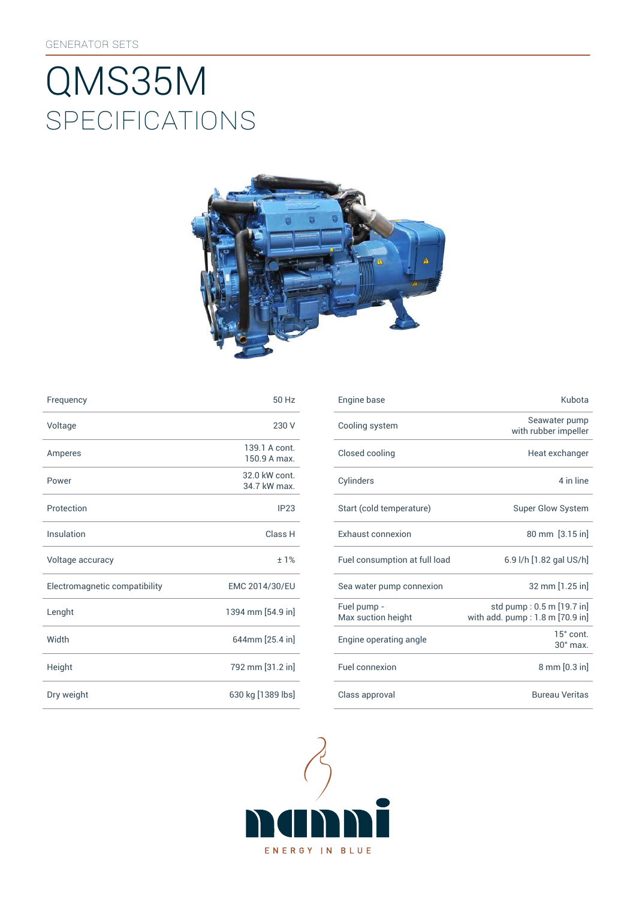GENERATOR SETS

# QMS35M
## SPECIFICATIONS

| Frequency | 50 Hz |
|---|---|
| Voltage | 230 V |
| Amperes | 139.1 A cont.<br>150.9 A max. |
| Power | 32.0 kW cont.<br>34.7 kW max. |
| Protection | IP23 |
| Insulation | Class H |
| Voltage accuracy | ± 1% |
| Electromagnetic compatibility | EMC 2014/30/EU |
| Lenght | 1394 mm [54.9 in] |
| Width | 644mm [25.4 in] |
| Height | 792 mm [31.2 in] |
| Dry weight | 630 kg [1389 lbs] |

| Engine base | Kubota |
|---|---|
| Cooling system | Seawater pump<br>with rubber impeller |
| Closed cooling | Heat exchanger |
| Cylinders | 4 in line |
| Start (cold temperature) | Super Glow System |
| Exhaust connexion | 80 mm [3.15 in] |
| Fuel consumption at full load | 6.9 l/h [1.82 gal US/h] |
| Sea water pump connexion | 32 mm [1.25 in] |
| Fuel pump -<br>Max suction height | std pump : 0.5 m [19.7 in]<br>with add. pump : 1.8 m [70.9 in] |
| Engine operating angle | 15° cont.<br>30° max. |
| Fuel connexion | 8 mm [0.3 in] |
| Class approval | Bureau Veritas |

nanni

ENERGY IN BLUE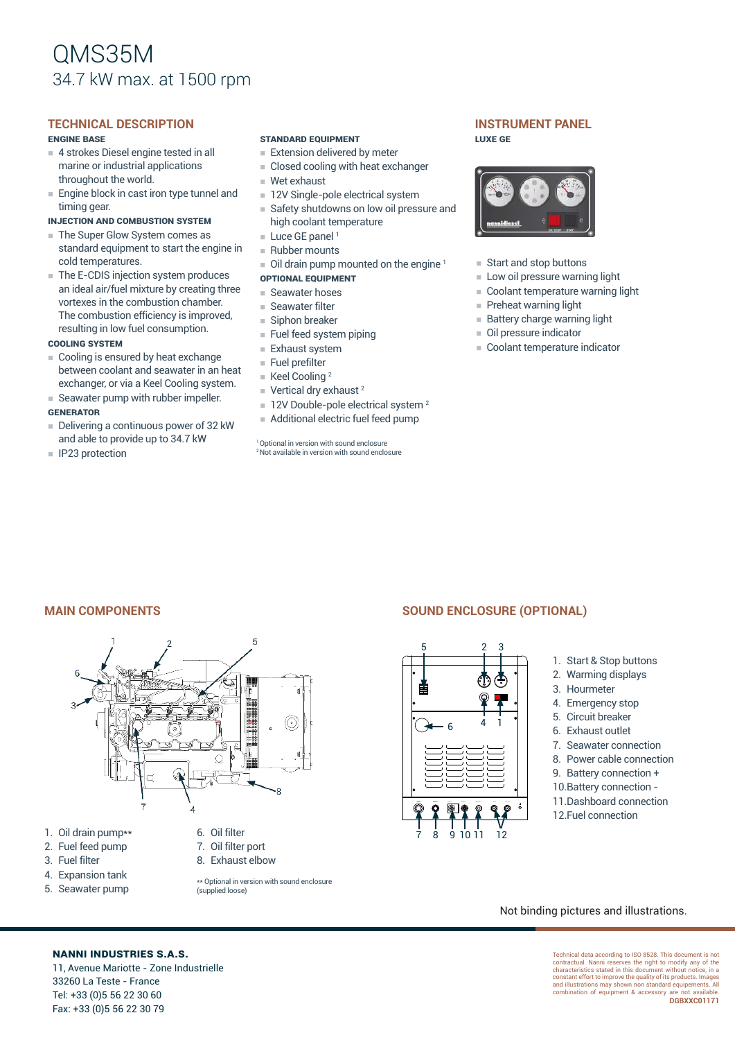# QMS35M
## 34.7 kW max. at 1500 rpm

## TECHNICAL DESCRIPTION

### ENGINE BASE

- 4 strokes Diesel engine tested in all marine or industrial applications throughout the world.
- Engine block in cast iron type tunnel and timing gear.

### INJECTION AND COMBUSTION SYSTEM

- The Super Glow System comes as standard equipment to start the engine in cold temperatures.
- The E-CDIS injection system produces an ideal air/fuel mixture by creating three vortexes in the combustion chamber. The combustion efficiency is improved, resulting in low fuel consumption.

### COOLING SYSTEM

- Cooling is ensured by heat exchange between coolant and seawater in an heat exchanger, or via a Keel Cooling system.
- Seawater pump with rubber impeller.

### GENERATOR

- Delivering a continuous power of 32 kW and able to provide up to 34.7 kW
- IP23 protection

### STANDARD EQUIPMENT

- Extension delivered by meter
- Closed cooling with heat exchanger
- Wet exhaust
- 12V Single-pole electrical system
- Safety shutdowns on low oil pressure and high coolant temperature
- Luce GE panel [1]
- Rubber mounts
- Oil drain pump mounted on the engine [1]

### OPTIONAL EQUIPMENT

- Seawater hoses
- Seawater filter
- Siphon breaker
- Fuel feed system piping
- Exhaust system
- Fuel prefilter
- Keel Cooling [2]
- Vertical dry exhaust [2]
- 12V Double-pole electrical system [2]
- Additional electric fuel feed pump

[1] Optional in version with sound enclosure
[2] Not available in version with sound enclosure

## INSTRUMENT PANEL

### LUXE GE

- Start and stop buttons
- Low oil pressure warning light
- Coolant temperature warning light
- Preheat warning light
- Battery charge warning light
- Oil pressure indicator
- Coolant temperature indicator

## MAIN COMPONENTS

1. Oil drain pump**
2. Fuel feed pump
3. Fuel filter
4. Expansion tank
5. Seawater pump
6. Oil filter
7. Oil filter port
8. Exhaust elbow

** Optional in version with sound enclosure (supplied loose)

## SOUND ENCLOSURE (OPTIONAL)

1. Start & Stop buttons
2. Warming displays
3. Hourmeter
4. Emergency stop
5. Circuit breaker
6. Exhaust outlet
7. Seawater connection
8. Power cable connection
9. Battery connection +
10. Battery connection -
11. Dashboard connection
12. Fuel connection

Not binding pictures and illustrations.

**NANNI INDUSTRIES S.A.S.**
11, Avenue Mariotte - Zone Industrielle
33260 La Teste - France
Tel: +33 (0)5 56 22 30 60
Fax: +33 (0)5 56 22 30 79

Technical data according to ISO 8528. This document is not contractual. Nanni reserves the right to modify any of the characteristics stated in this document without notice, in a constant effort to improve the quality of its products. Images and illustrations may shown non standard equipements. All combination of equipment & accessory are not available.
**DGBXXC01171**